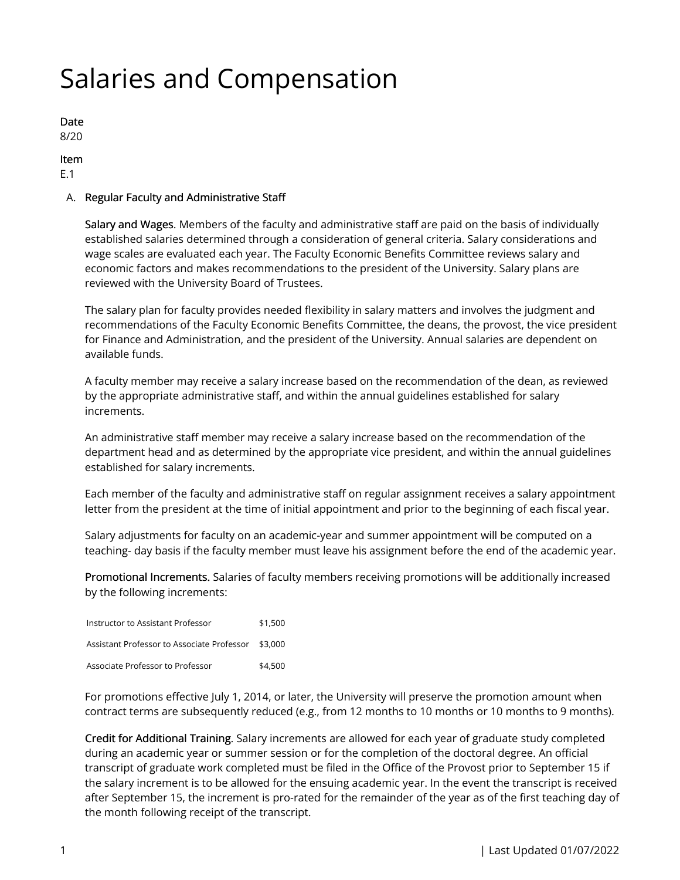# Salaries and Compensation

**Date**
8/20

**Item**
E.1

A. **Regular Faculty and Administrative Staff**

**Salary and Wages**. Members of the faculty and administrative staff are paid on the basis of individually established salaries determined through a consideration of general criteria. Salary considerations and wage scales are evaluated each year. The Faculty Economic Benefits Committee reviews salary and economic factors and makes recommendations to the president of the University. Salary plans are reviewed with the University Board of Trustees.

The salary plan for faculty provides needed flexibility in salary matters and involves the judgment and recommendations of the Faculty Economic Benefits Committee, the deans, the provost, the vice president for Finance and Administration, and the president of the University. Annual salaries are dependent on available funds.

A faculty member may receive a salary increase based on the recommendation of the dean, as reviewed by the appropriate administrative staff, and within the annual guidelines established for salary increments.

An administrative staff member may receive a salary increase based on the recommendation of the department head and as determined by the appropriate vice president, and within the annual guidelines established for salary increments.

Each member of the faculty and administrative staff on regular assignment receives a salary appointment letter from the president at the time of initial appointment and prior to the beginning of each fiscal year.

Salary adjustments for faculty on an academic-year and summer appointment will be computed on a teaching- day basis if the faculty member must leave his assignment before the end of the academic year.

**Promotional Increments.** Salaries of faculty members receiving promotions will be additionally increased by the following increments:

| | |
|---|---|
| Instructor to Assistant Professor | $1,500 |
| Assistant Professor to Associate Professor | $3,000 |
| Associate Professor to Professor | $4,500 |

For promotions effective July 1, 2014, or later, the University will preserve the promotion amount when contract terms are subsequently reduced (e.g., from 12 months to 10 months or 10 months to 9 months).

**Credit for Additional Training**. Salary increments are allowed for each year of graduate study completed during an academic year or summer session or for the completion of the doctoral degree. An official transcript of graduate work completed must be filed in the Office of the Provost prior to September 15 if the salary increment is to be allowed for the ensuing academic year. In the event the transcript is received after September 15, the increment is pro-rated for the remainder of the year as of the first teaching day of the month following receipt of the transcript.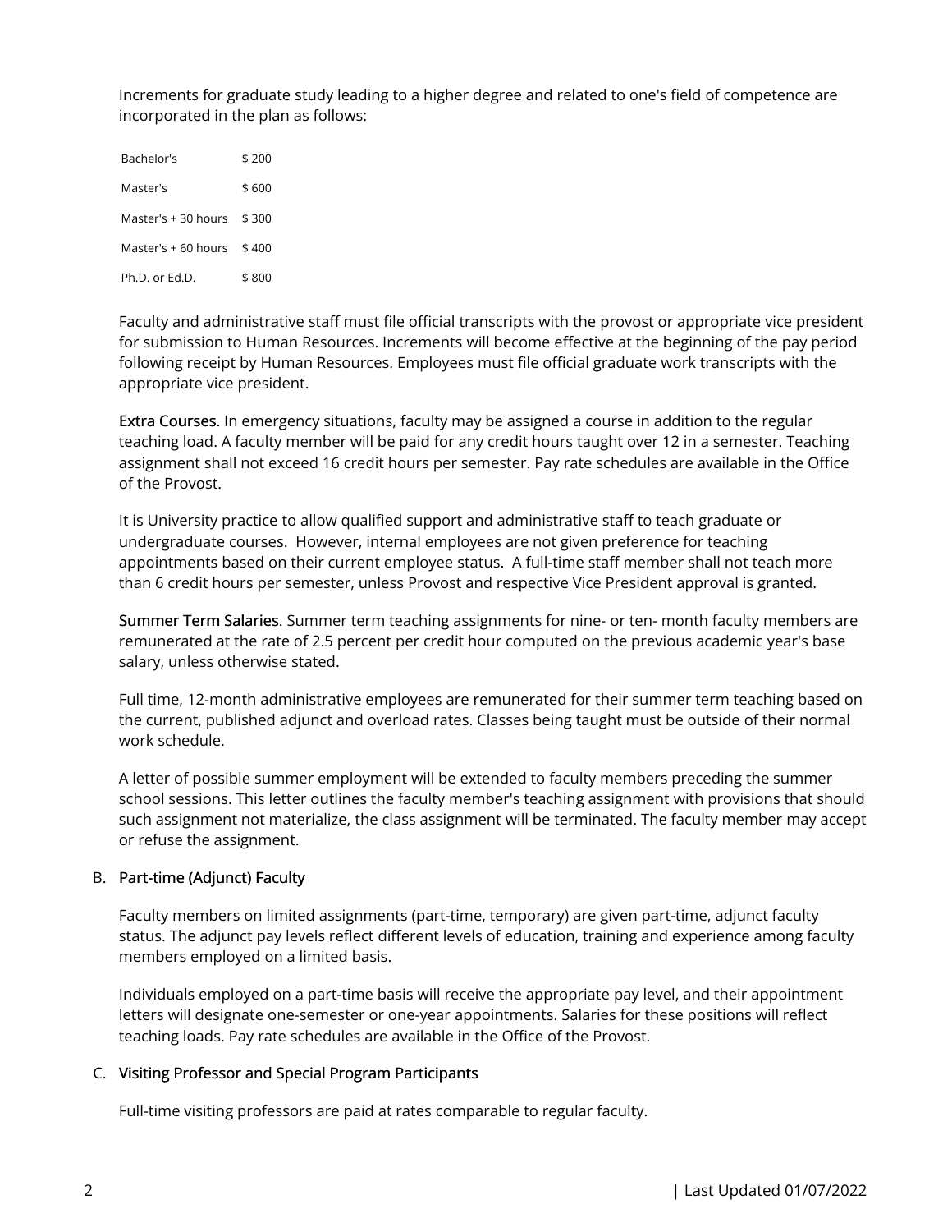Increments for graduate study leading to a higher degree and related to one's field of competence are incorporated in the plan as follows:

| | |
|---|---|
| Bachelor's | $ 200 |
| Master's | $ 600 |
| Master's + 30 hours | $ 300 |
| Master's + 60 hours | $ 400 |
| Ph.D. or Ed.D. | $ 800 |

Faculty and administrative staff must file official transcripts with the provost or appropriate vice president for submission to Human Resources. Increments will become effective at the beginning of the pay period following receipt by Human Resources. Employees must file official graduate work transcripts with the appropriate vice president.

**Extra Courses.** In emergency situations, faculty may be assigned a course in addition to the regular teaching load. A faculty member will be paid for any credit hours taught over 12 in a semester. Teaching assignment shall not exceed 16 credit hours per semester. Pay rate schedules are available in the Office of the Provost.

It is University practice to allow qualified support and administrative staff to teach graduate or undergraduate courses. However, internal employees are not given preference for teaching appointments based on their current employee status. A full-time staff member shall not teach more than 6 credit hours per semester, unless Provost and respective Vice President approval is granted.

**Summer Term Salaries**. Summer term teaching assignments for nine- or ten- month faculty members are remunerated at the rate of 2.5 percent per credit hour computed on the previous academic year's base salary, unless otherwise stated.

Full time, 12-month administrative employees are remunerated for their summer term teaching based on the current, published adjunct and overload rates. Classes being taught must be outside of their normal work schedule.

A letter of possible summer employment will be extended to faculty members preceding the summer school sessions. This letter outlines the faculty member's teaching assignment with provisions that should such assignment not materialize, the class assignment will be terminated. The faculty member may accept or refuse the assignment.

B. **Part-time (Adjunct) Faculty**

Faculty members on limited assignments (part-time, temporary) are given part-time, adjunct faculty status. The adjunct pay levels reflect different levels of education, training and experience among faculty members employed on a limited basis.

Individuals employed on a part-time basis will receive the appropriate pay level, and their appointment letters will designate one-semester or one-year appointments. Salaries for these positions will reflect teaching loads. Pay rate schedules are available in the Office of the Provost.

C. **Visiting Professor and Special Program Participants**

Full-time visiting professors are paid at rates comparable to regular faculty.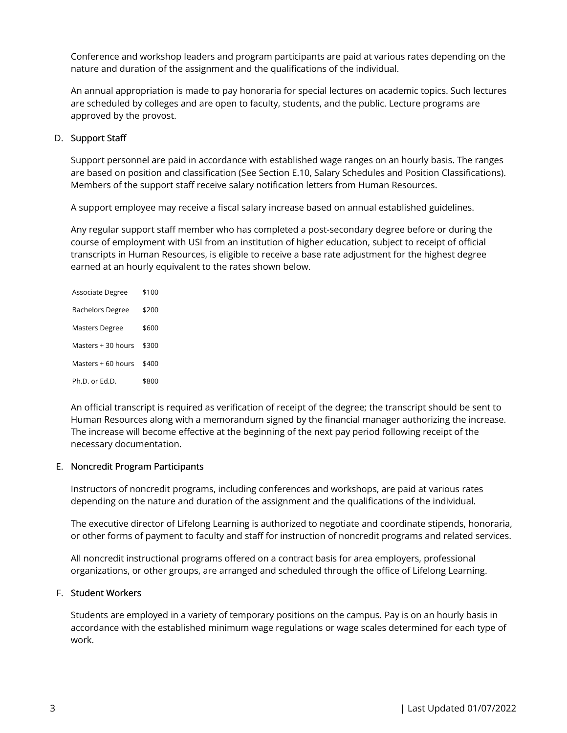Conference and workshop leaders and program participants are paid at various rates depending on the nature and duration of the assignment and the qualifications of the individual.

An annual appropriation is made to pay honoraria for special lectures on academic topics. Such lectures are scheduled by colleges and are open to faculty, students, and the public. Lecture programs are approved by the provost.

D. Support Staff

Support personnel are paid in accordance with established wage ranges on an hourly basis. The ranges are based on position and classification (See Section E.10, Salary Schedules and Position Classifications). Members of the support staff receive salary notification letters from Human Resources.

A support employee may receive a fiscal salary increase based on annual established guidelines.

Any regular support staff member who has completed a post-secondary degree before or during the course of employment with USI from an institution of higher education, subject to receipt of official transcripts in Human Resources, is eligible to receive a base rate adjustment for the highest degree earned at an hourly equivalent to the rates shown below.

| | |
|---|---|
| Associate Degree | $100 |
| Bachelors Degree | $200 |
| Masters Degree | $600 |
| Masters + 30 hours | $300 |
| Masters + 60 hours | $400 |
| Ph.D. or Ed.D. | $800 |

An official transcript is required as verification of receipt of the degree; the transcript should be sent to Human Resources along with a memorandum signed by the financial manager authorizing the increase. The increase will become effective at the beginning of the next pay period following receipt of the necessary documentation.

E. Noncredit Program Participants

Instructors of noncredit programs, including conferences and workshops, are paid at various rates depending on the nature and duration of the assignment and the qualifications of the individual.

The executive director of Lifelong Learning is authorized to negotiate and coordinate stipends, honoraria, or other forms of payment to faculty and staff for instruction of noncredit programs and related services.

All noncredit instructional programs offered on a contract basis for area employers, professional organizations, or other groups, are arranged and scheduled through the office of Lifelong Learning.

F. Student Workers

Students are employed in a variety of temporary positions on the campus. Pay is on an hourly basis in accordance with the established minimum wage regulations or wage scales determined for each type of work.